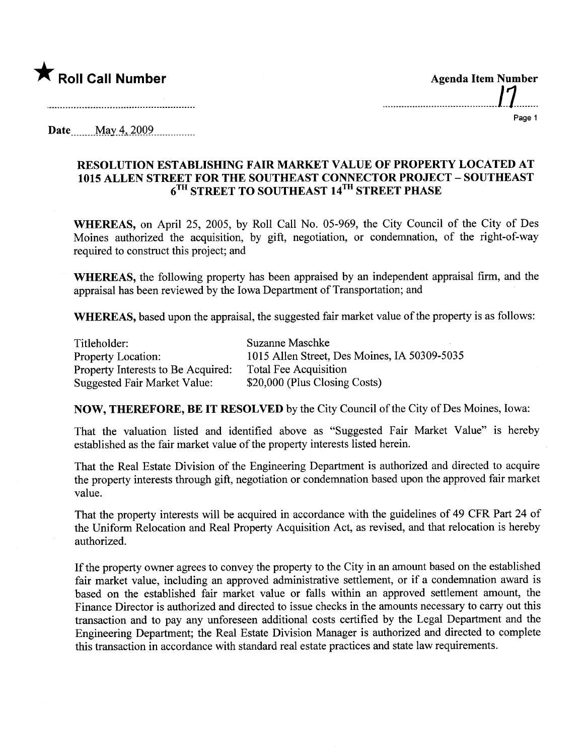★ **Roll Call Number**

**Agenda Item Number**

17

**Date** May 4, 2009

## RESOLUTION ESTABLISHING FAIR MARKET VALUE OF PROPERTY LOCATED AT 1015 ALLEN STREET FOR THE SOUTHEAST CONNECTOR PROJECT – SOUTHEAST 6TH STREET TO SOUTHEAST 14TH STREET PHASE

**WHEREAS,** on April 25, 2005, by Roll Call No. 05-969, the City Council of the City of Des Moines authorized the acquisition, by gift, negotiation, or condemnation, of the right-of-way required to construct this project; and

**WHEREAS,** the following property has been appraised by an independent appraisal firm, and the appraisal has been reviewed by the Iowa Department of Transportation; and

**WHEREAS,** based upon the appraisal, the suggested fair market value of the property is as follows:

| | |
|---|---|
| Titleholder: | Suzanne Maschke |
| Property Location: | 1015 Allen Street, Des Moines, IA 50309-5035 |
| Property Interests to Be Acquired: | Total Fee Acquisition |
| Suggested Fair Market Value: | $20,000 (Plus Closing Costs) |

**NOW, THEREFORE, BE IT RESOLVED** by the City Council of the City of Des Moines, Iowa:

That the valuation listed and identified above as "Suggested Fair Market Value" is hereby established as the fair market value of the property interests listed herein.

That the Real Estate Division of the Engineering Department is authorized and directed to acquire the property interests through gift, negotiation or condemnation based upon the approved fair market value.

That the property interests will be acquired in accordance with the guidelines of 49 CFR Part 24 of the Uniform Relocation and Real Property Acquisition Act, as revised, and that relocation is hereby authorized.

If the property owner agrees to convey the property to the City in an amount based on the established fair market value, including an approved administrative settlement, or if a condemnation award is based on the established fair market value or falls within an approved settlement amount, the Finance Director is authorized and directed to issue checks in the amounts necessary to carry out this transaction and to pay any unforeseen additional costs certified by the Legal Department and the Engineering Department; the Real Estate Division Manager is authorized and directed to complete this transaction in accordance with standard real estate practices and state law requirements.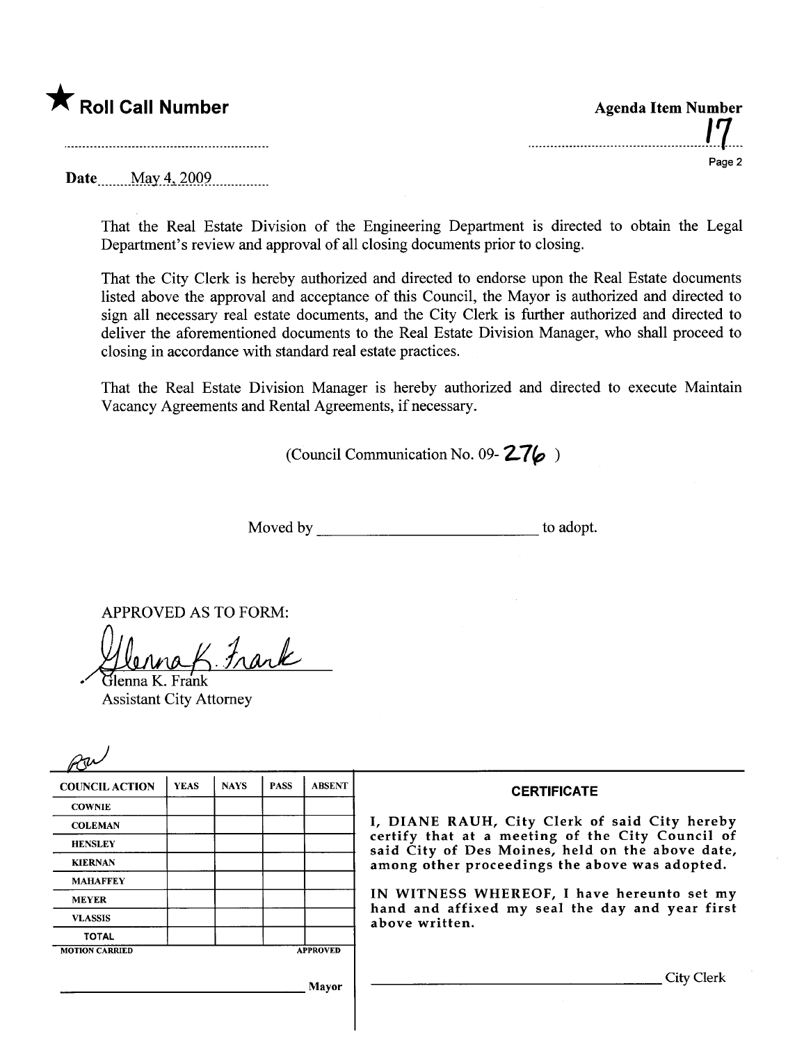★ **Roll Call Number**

**Agenda Item Number**

17

**Date** May 4, 2009

That the Real Estate Division of the Engineering Department is directed to obtain the Legal Department's review and approval of all closing documents prior to closing.

That the City Clerk is hereby authorized and directed to endorse upon the Real Estate documents listed above the approval and acceptance of this Council, the Mayor is authorized and directed to sign all necessary real estate documents, and the City Clerk is further authorized and directed to deliver the aforementioned documents to the Real Estate Division Manager, who shall proceed to closing in accordance with standard real estate practices.

That the Real Estate Division Manager is hereby authorized and directed to execute Maintain Vacancy Agreements and Rental Agreements, if necessary.

(Council Communication No. 09- 276 )

Moved by ___________________________ to adopt.

APPROVED AS TO FORM:

Glenna K. Frank
Assistant City Attorney

| COUNCIL ACTION | YEAS | NAYS | PASS | ABSENT |
|---|---|---|---|---|
| COWNIE | | | | |
| COLEMAN | | | | |
| HENSLEY | | | | |
| KIERNAN | | | | |
| MAHAFFEY | | | | |
| MEYER | | | | |
| VLASSIS | | | | |
| TOTAL | | | | |
| MOTION CARRIED | | | | APPROVED |

_______________________________ Mayor

**CERTIFICATE**

I, DIANE RAUH, City Clerk of said City hereby certify that at a meeting of the City Council of said City of Des Moines, held on the above date, among other proceedings the above was adopted.

IN WITNESS WHEREOF, I have hereunto set my hand and affixed my seal the day and year first above written.

_______________________________ City Clerk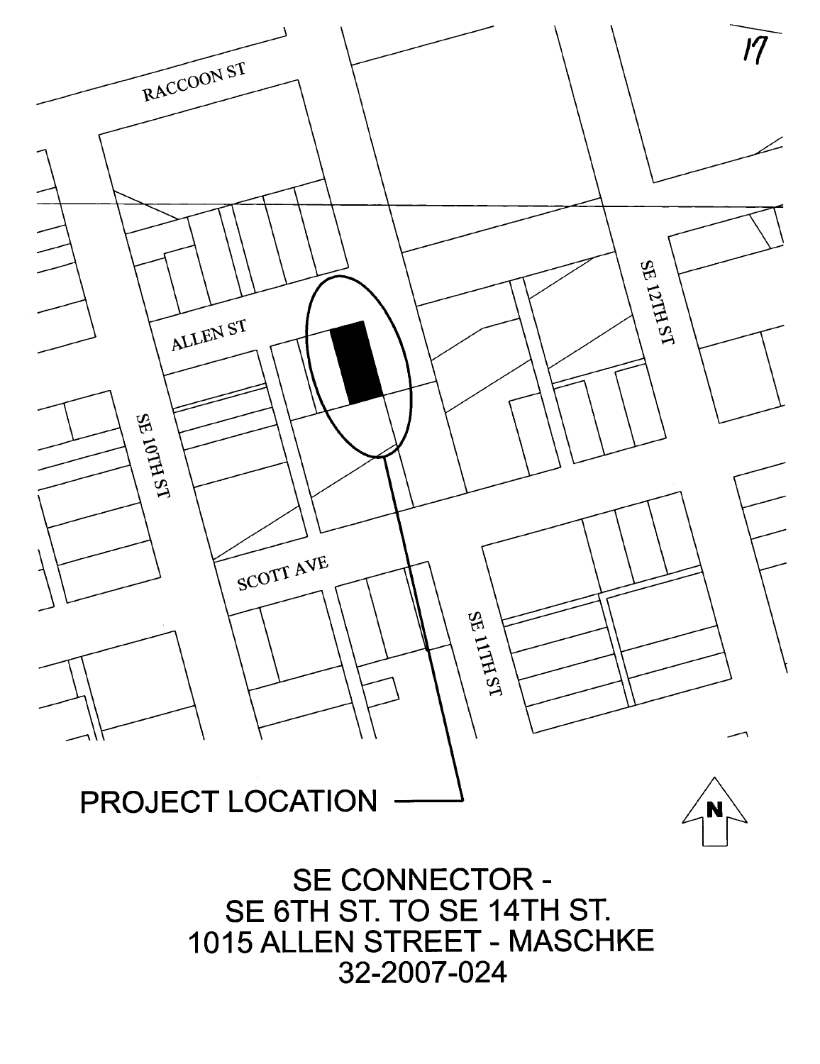17

RACCOON ST

ALLEN ST

SE 12TH ST

SE 10TH ST

SCOTT AVE

SE 11TH ST

PROJECT LOCATION

N

SE CONNECTOR -
SE 6TH ST. TO SE 14TH ST.
1015 ALLEN STREET - MASCHKE
32-2007-024